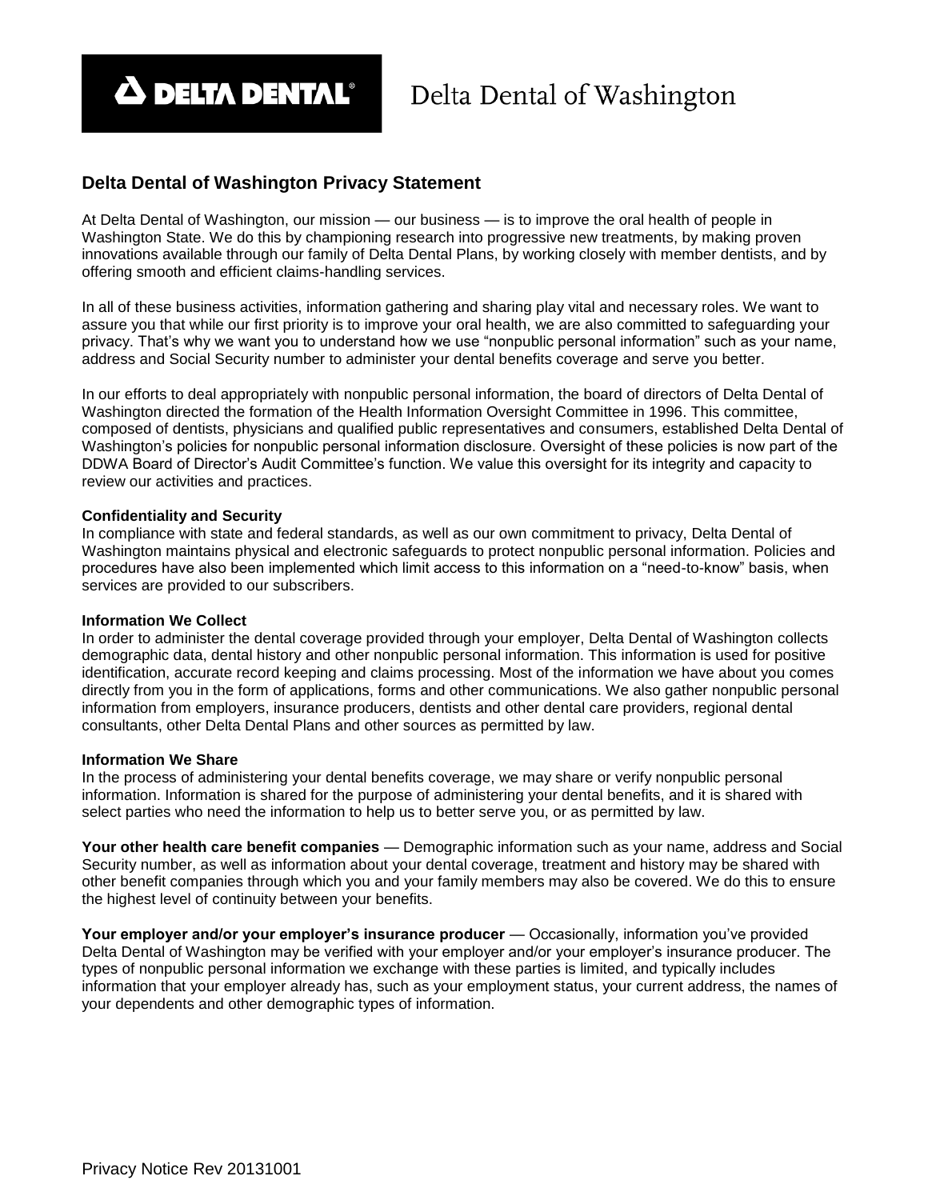Delta Dental of Washington

## Delta Dental of Washington Privacy Statement

At Delta Dental of Washington, our mission — our business — is to improve the oral health of people in Washington State. We do this by championing research into progressive new treatments, by making proven innovations available through our family of Delta Dental Plans, by working closely with member dentists, and by offering smooth and efficient claims-handling services.

In all of these business activities, information gathering and sharing play vital and necessary roles. We want to assure you that while our first priority is to improve your oral health, we are also committed to safeguarding your privacy. That's why we want you to understand how we use "nonpublic personal information" such as your name, address and Social Security number to administer your dental benefits coverage and serve you better.

In our efforts to deal appropriately with nonpublic personal information, the board of directors of Delta Dental of Washington directed the formation of the Health Information Oversight Committee in 1996. This committee, composed of dentists, physicians and qualified public representatives and consumers, established Delta Dental of Washington's policies for nonpublic personal information disclosure. Oversight of these policies is now part of the DDWA Board of Director's Audit Committee's function. We value this oversight for its integrity and capacity to review our activities and practices.

**Confidentiality and Security**

In compliance with state and federal standards, as well as our own commitment to privacy, Delta Dental of Washington maintains physical and electronic safeguards to protect nonpublic personal information. Policies and procedures have also been implemented which limit access to this information on a "need-to-know" basis, when services are provided to our subscribers.

**Information We Collect**

In order to administer the dental coverage provided through your employer, Delta Dental of Washington collects demographic data, dental history and other nonpublic personal information. This information is used for positive identification, accurate record keeping and claims processing. Most of the information we have about you comes directly from you in the form of applications, forms and other communications. We also gather nonpublic personal information from employers, insurance producers, dentists and other dental care providers, regional dental consultants, other Delta Dental Plans and other sources as permitted by law.

**Information We Share**

In the process of administering your dental benefits coverage, we may share or verify nonpublic personal information. Information is shared for the purpose of administering your dental benefits, and it is shared with select parties who need the information to help us to better serve you, or as permitted by law.

**Your other health care benefit companies** — Demographic information such as your name, address and Social Security number, as well as information about your dental coverage, treatment and history may be shared with other benefit companies through which you and your family members may also be covered. We do this to ensure the highest level of continuity between your benefits.

**Your employer and/or your employer's insurance producer** — Occasionally, information you've provided Delta Dental of Washington may be verified with your employer and/or your employer's insurance producer. The types of nonpublic personal information we exchange with these parties is limited, and typically includes information that your employer already has, such as your employment status, your current address, the names of your dependents and other demographic types of information.

Privacy Notice Rev 20131001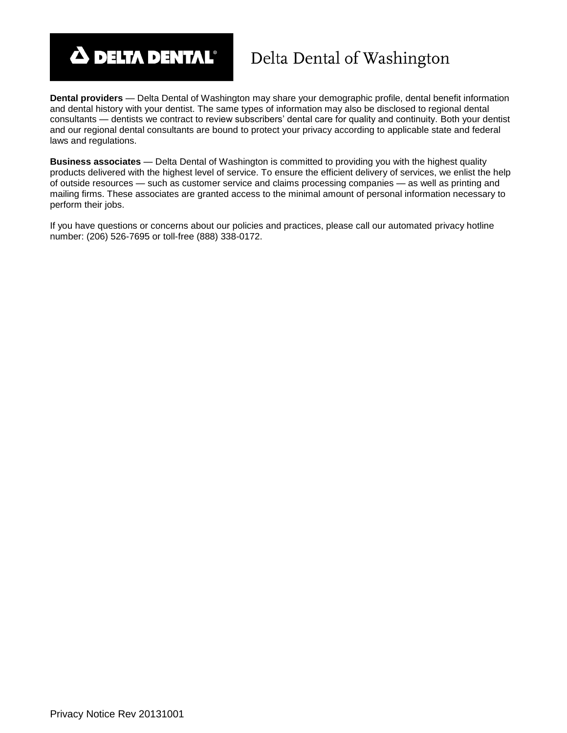**Dental providers** — Delta Dental of Washington may share your demographic profile, dental benefit information and dental history with your dentist. The same types of information may also be disclosed to regional dental consultants — dentists we contract to review subscribers' dental care for quality and continuity. Both your dentist and our regional dental consultants are bound to protect your privacy according to applicable state and federal laws and regulations.

**Business associates** — Delta Dental of Washington is committed to providing you with the highest quality products delivered with the highest level of service. To ensure the efficient delivery of services, we enlist the help of outside resources — such as customer service and claims processing companies — as well as printing and mailing firms. These associates are granted access to the minimal amount of personal information necessary to perform their jobs.

If you have questions or concerns about our policies and practices, please call our automated privacy hotline number: (206) 526-7695 or toll-free (888) 338-0172.